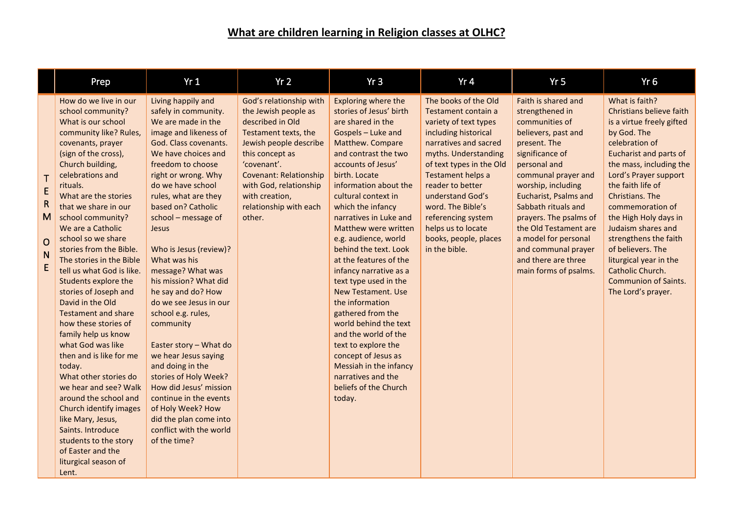# What are children learning in Religion classes at OLHC?

| | Prep | Yr 1 | Yr 2 | Yr 3 | Yr 4 | Yr 5 | Yr 6 |
|---|---|---|---|---|---|---|---|
| TERM ONE | How do we live in our school community? What is our school community like? Rules, covenants, prayer (sign of the cross), Church building, celebrations and rituals.<br>What are the stories that we share in our school community? We are a Catholic school so we share stories from the Bible. The stories in the Bible tell us what God is like. Students explore the stories of Joseph and David in the Old Testament and share how these stories of family help us know what God was like then and is like for me today.<br>What other stories do we hear and see? Walk around the school and Church identify images like Mary, Jesus, Saints. Introduce students to the story of Easter and the liturgical season of Lent. | Living happily and safely in community. We are made in the image and likeness of God. Class covenants. We have choices and freedom to choose right or wrong. Why do we have school rules, what are they based on? Catholic school – message of Jesus<br><br>Who is Jesus (review)? What was his message? What was his mission? What did he say and do? How do we see Jesus in our school e.g. rules, community<br><br>Easter story – What do we hear Jesus saying and doing in the stories of Holy Week? How did Jesus' mission continue in the events of Holy Week? How did the plan come into conflict with the world of the time? | God's relationship with the Jewish people as described in Old Testament texts, the Jewish people describe this concept as 'covenant'.<br>Covenant: Relationship with God, relationship with creation, relationship with each other. | Exploring where the stories of Jesus' birth are shared in the Gospels – Luke and Matthew. Compare and contrast the two accounts of Jesus' birth. Locate information about the cultural context in which the infancy narratives in Luke and Matthew were written e.g. audience, world behind the text. Look at the features of the infancy narrative as a text type used in the New Testament. Use the information gathered from the world behind the text and the world of the text to explore the concept of Jesus as Messiah in the infancy narratives and the beliefs of the Church today. | The books of the Old Testament contain a variety of text types including historical narratives and sacred myths. Understanding of text types in the Old Testament helps a reader to better understand God's word. The Bible's referencing system helps us to locate books, people, places in the bible. | Faith is shared and strengthened in communities of believers, past and present. The significance of personal and communal prayer and worship, including Eucharist, Psalms and Sabbath rituals and prayers. The psalms of the Old Testament are a model for personal and communal prayer and there are three main forms of psalms. | What is faith? Christians believe faith is a virtue freely gifted by God. The celebration of Eucharist and parts of the mass, including the Lord's Prayer support the faith life of Christians. The commemoration of the High Holy days in Judaism shares and strengthens the faith of believers. The liturgical year in the Catholic Church. Communion of Saints. The Lord's prayer. |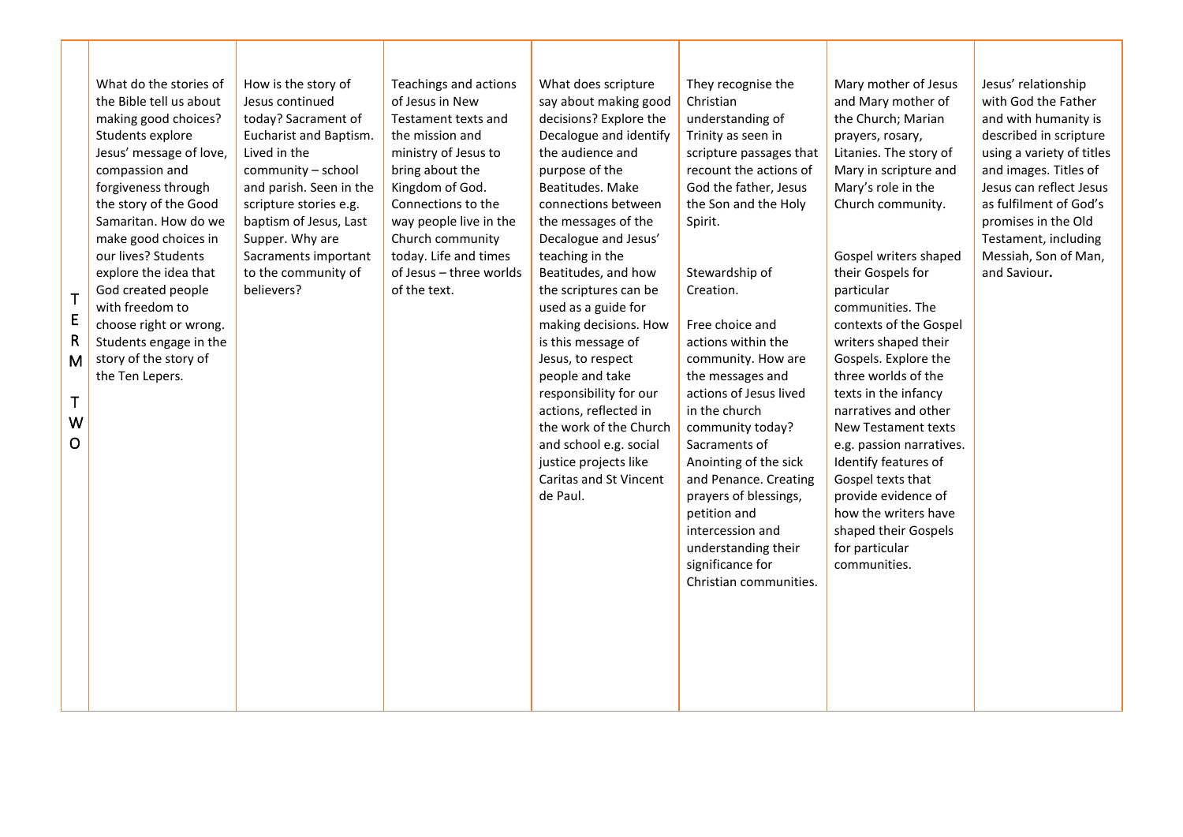| | | | | | | | |
|---|---|---|---|---|---|---|---|
| TERM TWO | What do the stories of the Bible tell us about making good choices? Students explore Jesus' message of love, compassion and forgiveness through the story of the Good Samaritan. How do we make good choices in our lives? Students explore the idea that God created people with freedom to choose right or wrong. Students engage in the story of the Ten Lepers. | How is the story of Jesus continued today? Sacrament of Eucharist and Baptism. Lived in the community – school and parish. Seen in the scripture stories e.g. baptism of Jesus, Last Supper. Why are Sacraments important to the community of believers? | Teachings and actions of Jesus in New Testament texts and the mission and ministry of Jesus to bring about the Kingdom of God. Connections to the way people live in the Church community today. Life and times of Jesus – three worlds of the text. | What does scripture say about making good decisions? Explore the Decalogue and identify the audience and purpose of the Beatitudes. Make connections between the messages of the Decalogue and Jesus' teaching in the Beatitudes, and how the scriptures can be used as a guide for making decisions. How is this message of Jesus, to respect people and take responsibility for our actions, reflected in the work of the Church and school e.g. social justice projects like Caritas and St Vincent de Paul. | They recognise the Christian understanding of Trinity as seen in scripture passages that recount the actions of God the father, Jesus the Son and the Holy Spirit.<br><br>Stewardship of Creation.<br><br>Free choice and actions within the community. How are the messages and actions of Jesus lived in the church community today? Sacraments of Anointing of the sick and Penance. Creating prayers of blessings, petition and intercession and understanding their significance for Christian communities. | Mary mother of Jesus and Mary mother of the Church; Marian prayers, rosary, Litanies. The story of Mary in scripture and Mary's role in the Church community.<br><br>Gospel writers shaped their Gospels for particular communities. The contexts of the Gospel writers shaped their Gospels. Explore the three worlds of the texts in the infancy narratives and other New Testament texts e.g. passion narratives. Identify features of Gospel texts that provide evidence of how the writers have shaped their Gospels for particular communities. | Jesus' relationship with God the Father and with humanity is described in scripture using a variety of titles and images. Titles of Jesus can reflect Jesus as fulfilment of God's promises in the Old Testament, including Messiah, Son of Man, and Saviour**.** |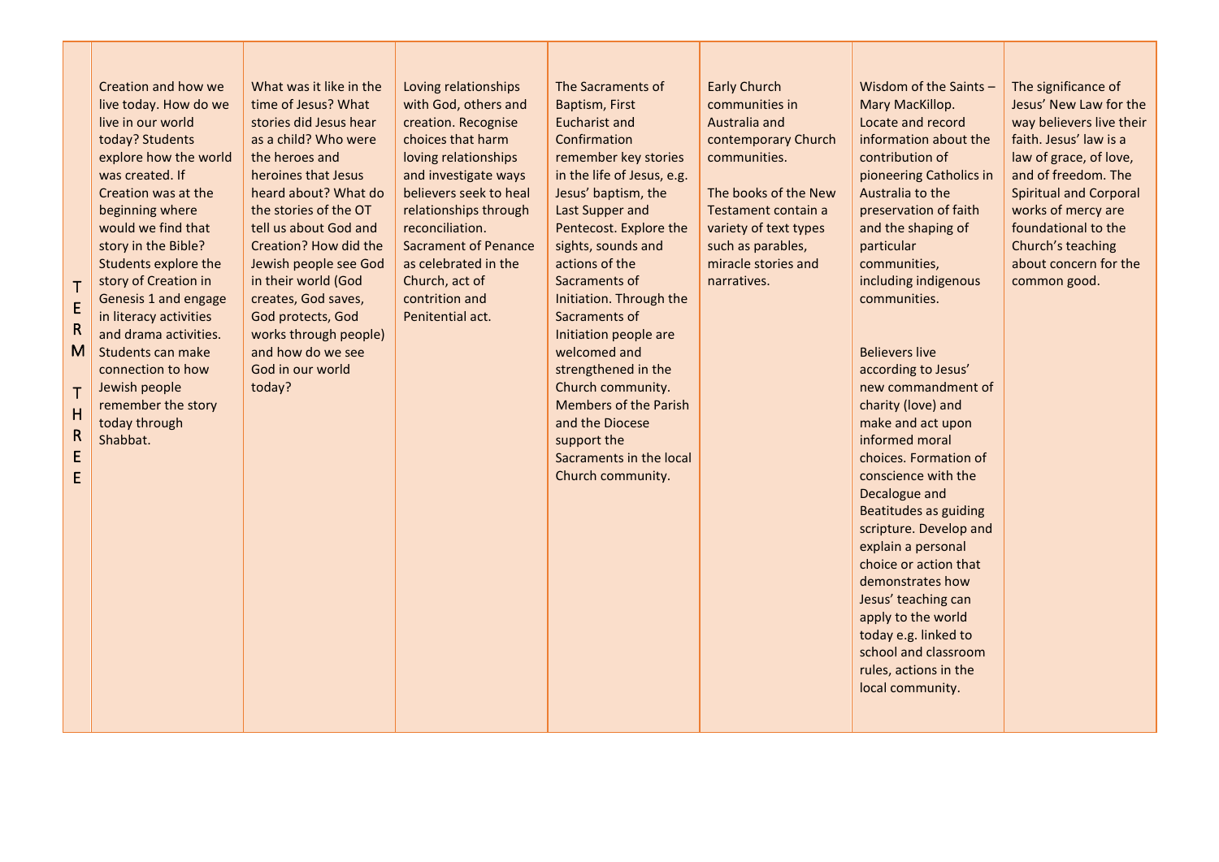| | | | | | | | |
|---|---|---|---|---|---|---|---|
| TERM THREE | Creation and how we live today. How do we live in our world today? Students explore how the world was created. If Creation was at the beginning where would we find that story in the Bible? Students explore the story of Creation in Genesis 1 and engage in literacy activities and drama activities. Students can make connection to how Jewish people remember the story today through Shabbat. | What was it like in the time of Jesus? What stories did Jesus hear as a child? Who were the heroes and heroines that Jesus heard about? What do the stories of the OT tell us about God and Creation? How did the Jewish people see God in their world (God creates, God saves, God protects, God works through people) and how do we see God in our world today? | Loving relationships with God, others and creation. Recognise choices that harm loving relationships and investigate ways believers seek to heal relationships through reconciliation. Sacrament of Penance as celebrated in the Church, act of contrition and Penitential act. | The Sacraments of Baptism, First Eucharist and Confirmation remember key stories in the life of Jesus, e.g. Jesus' baptism, the Last Supper and Pentecost. Explore the sights, sounds and actions of the Sacraments of Initiation. Through the Sacraments of Initiation people are welcomed and strengthened in the Church community. Members of the Parish and the Diocese support the Sacraments in the local Church community. | Early Church communities in Australia and contemporary Church communities.<br><br>The books of the New Testament contain a variety of text types such as parables, miracle stories and narratives. | Wisdom of the Saints – Mary MacKillop. Locate and record information about the contribution of pioneering Catholics in Australia to the preservation of faith and the shaping of particular communities, including indigenous communities.<br><br>Believers live according to Jesus' new commandment of charity (love) and make and act upon informed moral choices. Formation of conscience with the Decalogue and Beatitudes as guiding scripture. Develop and explain a personal choice or action that demonstrates how Jesus' teaching can apply to the world today e.g. linked to school and classroom rules, actions in the local community. | The significance of Jesus' New Law for the way believers live their faith. Jesus' law is a law of grace, of love, and of freedom. The Spiritual and Corporal works of mercy are foundational to the Church's teaching about concern for the common good. |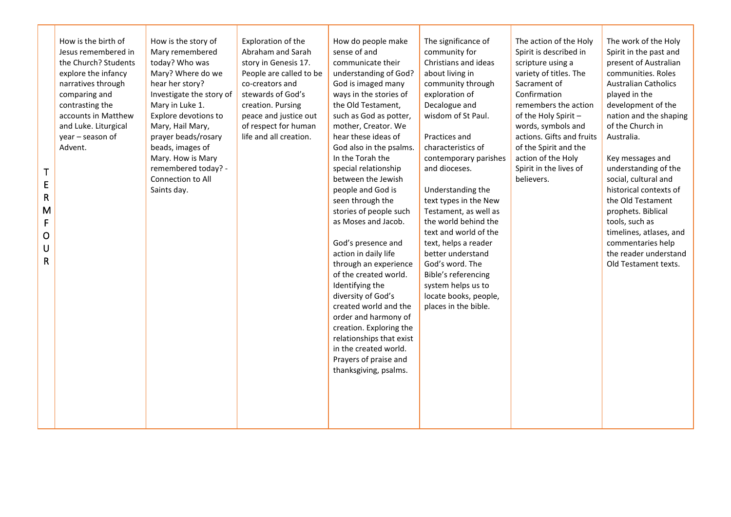| | | | | | | | |
|---|---|---|---|---|---|---|---|
| TERM FOUR | How is the birth of Jesus remembered in the Church? Students explore the infancy narratives through comparing and contrasting the accounts in Matthew and Luke. Liturgical year – season of Advent. | How is the story of Mary remembered today? Who was Mary? Where do we hear her story? Investigate the story of Mary in Luke 1. Explore devotions to Mary, Hail Mary, prayer beads/rosary beads, images of Mary. How is Mary remembered today? - Connection to All Saints day. | Exploration of the Abraham and Sarah story in Genesis 17. People are called to be co-creators and stewards of God's creation. Pursing peace and justice out of respect for human life and all creation. | How do people make sense of and communicate their understanding of God? God is imaged many ways in the stories of the Old Testament, such as God as potter, mother, Creator. We hear these ideas of God also in the psalms. In the Torah the special relationship between the Jewish people and God is seen through the stories of people such as Moses and Jacob.<br><br>God's presence and action in daily life through an experience of the created world. Identifying the diversity of God's created world and the order and harmony of creation. Exploring the relationships that exist in the created world. Prayers of praise and thanksgiving, psalms. | The significance of community for Christians and ideas about living in community through exploration of Decalogue and wisdom of St Paul.<br><br>Practices and characteristics of contemporary parishes and dioceses.<br><br>Understanding the text types in the New Testament, as well as the world behind the text and world of the text, helps a reader better understand God's word. The Bible's referencing system helps us to locate books, people, places in the bible. | The action of the Holy Spirit is described in scripture using a variety of titles. The Sacrament of Confirmation remembers the action of the Holy Spirit – words, symbols and actions. Gifts and fruits of the Spirit and the action of the Holy Spirit in the lives of believers. | The work of the Holy Spirit in the past and present of Australian communities. Roles Australian Catholics played in the development of the nation and the shaping of the Church in Australia.<br><br>Key messages and understanding of the social, cultural and historical contexts of the Old Testament prophets. Biblical tools, such as timelines, atlases, and commentaries help the reader understand Old Testament texts. |